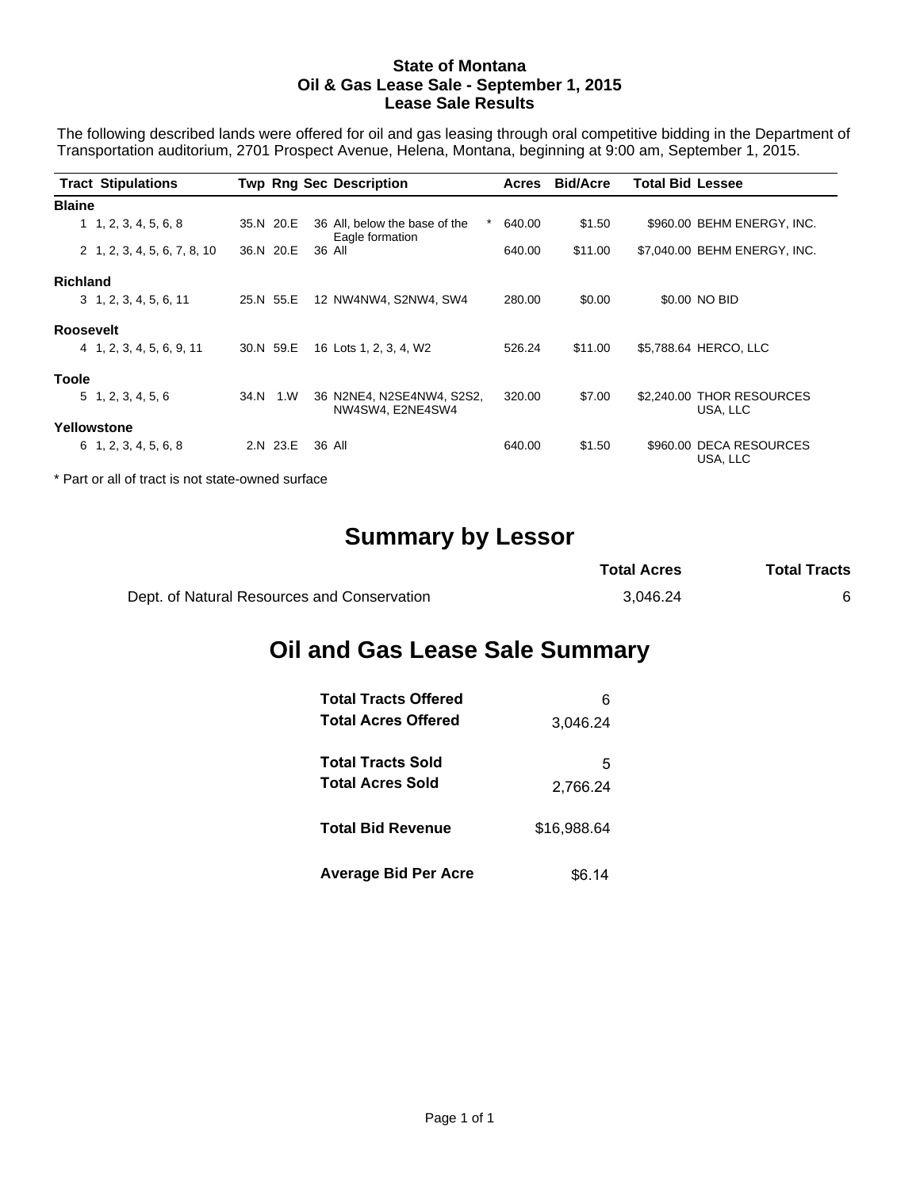# State of Montana
## Oil & Gas Lease Sale - September 1, 2015
## Lease Sale Results

The following described lands were offered for oil and gas leasing through oral competitive bidding in the Department of Transportation auditorium, 2701 Prospect Avenue, Helena, Montana, beginning at 9:00 am, September 1, 2015.

| Tract | Stipulations | Twp | Rng | Sec | Description | | Acres | Bid/Acre | Total Bid | Lessee |
|---|---|---|---|---|---|---|---|---|---|---|
| **Blaine** | | | | | | | | | | |
| 1 | 1, 2, 3, 4, 5, 6, 8 | 35.N | 20.E | 36 | All, below the base of the Eagle formation | * | 640.00 | $1.50 | $960.00 | BEHM ENERGY, INC. |
| 2 | 1, 2, 3, 4, 5, 6, 7, 8, 10 | 36.N | 20.E | 36 | All | | 640.00 | $11.00 | $7,040.00 | BEHM ENERGY, INC. |
| **Richland** | | | | | | | | | | |
| 3 | 1, 2, 3, 4, 5, 6, 11 | 25.N | 55.E | 12 | NW4NW4, S2NW4, SW4 | | 280.00 | $0.00 | $0.00 | NO BID |
| **Roosevelt** | | | | | | | | | | |
| 4 | 1, 2, 3, 4, 5, 6, 9, 11 | 30.N | 59.E | 16 | Lots 1, 2, 3, 4, W2 | | 526.24 | $11.00 | $5,788.64 | HERCO, LLC |
| **Toole** | | | | | | | | | | |
| 5 | 1, 2, 3, 4, 5, 6 | 34.N | 1.W | 36 | N2NE4, N2SE4NW4, S2S2, NW4SW4, E2NE4SW4 | | 320.00 | $7.00 | $2,240.00 | THOR RESOURCES USA, LLC |
| **Yellowstone** | | | | | | | | | | |
| 6 | 1, 2, 3, 4, 5, 6, 8 | 2.N | 23.E | 36 | All | | 640.00 | $1.50 | $960.00 | DECA RESOURCES USA, LLC |

\* Part or all of tract is not state-owned surface

## Summary by Lessor

| | Total Acres | Total Tracts |
|---|---|---|
| Dept. of Natural Resources and Conservation | 3,046.24 | 6 |

## Oil and Gas Lease Sale Summary

| | |
|---|---|
| **Total Tracts Offered** | 6 |
| **Total Acres Offered** | 3,046.24 |
| **Total Tracts Sold** | 5 |
| **Total Acres Sold** | 2,766.24 |
| **Total Bid Revenue** | $16,988.64 |
| **Average Bid Per Acre** | $6.14 |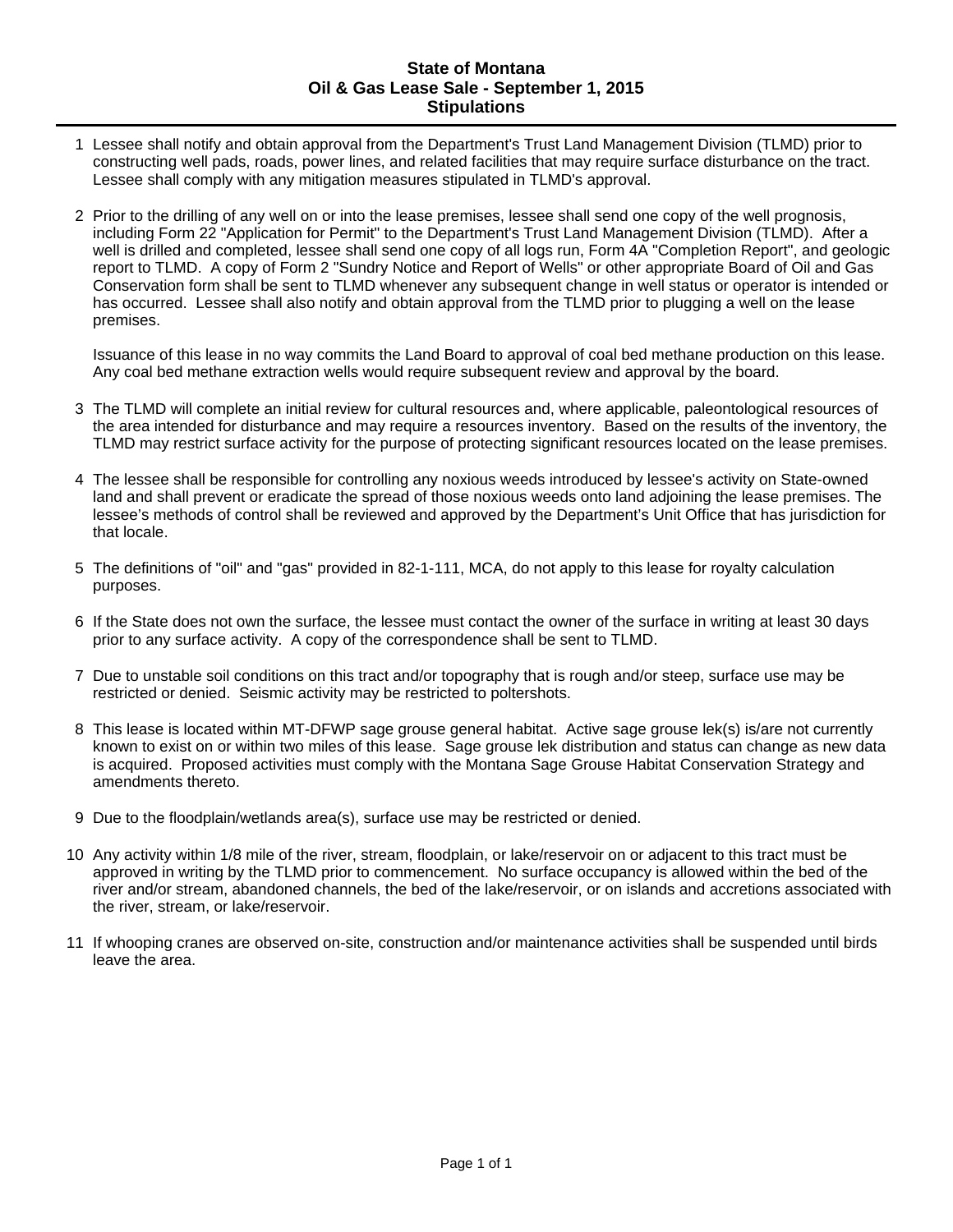# State of Montana
## Oil & Gas Lease Sale - September 1, 2015
## Stipulations

1. Lessee shall notify and obtain approval from the Department's Trust Land Management Division (TLMD) prior to constructing well pads, roads, power lines, and related facilities that may require surface disturbance on the tract. Lessee shall comply with any mitigation measures stipulated in TLMD's approval.

2. Prior to the drilling of any well on or into the lease premises, lessee shall send one copy of the well prognosis, including Form 22 "Application for Permit" to the Department's Trust Land Management Division (TLMD). After a well is drilled and completed, lessee shall send one copy of all logs run, Form 4A "Completion Report", and geologic report to TLMD. A copy of Form 2 "Sundry Notice and Report of Wells" or other appropriate Board of Oil and Gas Conservation form shall be sent to TLMD whenever any subsequent change in well status or operator is intended or has occurred. Lessee shall also notify and obtain approval from the TLMD prior to plugging a well on the lease premises.

   Issuance of this lease in no way commits the Land Board to approval of coal bed methane production on this lease. Any coal bed methane extraction wells would require subsequent review and approval by the board.

3. The TLMD will complete an initial review for cultural resources and, where applicable, paleontological resources of the area intended for disturbance and may require a resources inventory. Based on the results of the inventory, the TLMD may restrict surface activity for the purpose of protecting significant resources located on the lease premises.

4. The lessee shall be responsible for controlling any noxious weeds introduced by lessee's activity on State-owned land and shall prevent or eradicate the spread of those noxious weeds onto land adjoining the lease premises. The lessee's methods of control shall be reviewed and approved by the Department's Unit Office that has jurisdiction for that locale.

5. The definitions of "oil" and "gas" provided in 82-1-111, MCA, do not apply to this lease for royalty calculation purposes.

6. If the State does not own the surface, the lessee must contact the owner of the surface in writing at least 30 days prior to any surface activity. A copy of the correspondence shall be sent to TLMD.

7. Due to unstable soil conditions on this tract and/or topography that is rough and/or steep, surface use may be restricted or denied. Seismic activity may be restricted to poltershots.

8. This lease is located within MT-DFWP sage grouse general habitat. Active sage grouse lek(s) is/are not currently known to exist on or within two miles of this lease. Sage grouse lek distribution and status can change as new data is acquired. Proposed activities must comply with the Montana Sage Grouse Habitat Conservation Strategy and amendments thereto.

9. Due to the floodplain/wetlands area(s), surface use may be restricted or denied.

10. Any activity within 1/8 mile of the river, stream, floodplain, or lake/reservoir on or adjacent to this tract must be approved in writing by the TLMD prior to commencement. No surface occupancy is allowed within the bed of the river and/or stream, abandoned channels, the bed of the lake/reservoir, or on islands and accretions associated with the river, stream, or lake/reservoir.

11. If whooping cranes are observed on-site, construction and/or maintenance activities shall be suspended until birds leave the area.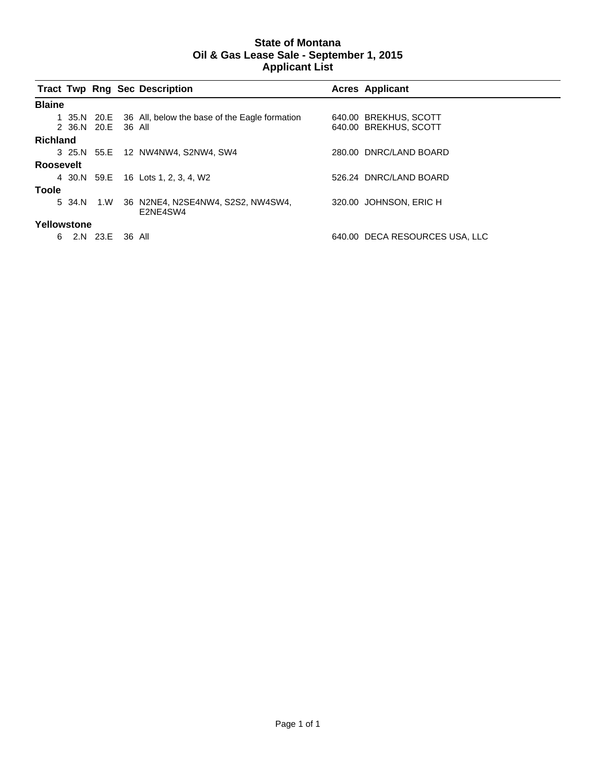# State of Montana
## Oil & Gas Lease Sale - September 1, 2015
## Applicant List

| Tract | Twp | Rng | Sec | Description | Acres | Applicant |
|---|---|---|---|---|---|---|
| **Blaine** | | | | | | |
| 1 | 35.N | 20.E | 36 | All, below the base of the Eagle formation | 640.00 | BREKHUS, SCOTT |
| 2 | 36.N | 20.E | 36 | All | 640.00 | BREKHUS, SCOTT |
| **Richland** | | | | | | |
| 3 | 25.N | 55.E | 12 | NW4NW4, S2NW4, SW4 | 280.00 | DNRC/LAND BOARD |
| **Roosevelt** | | | | | | |
| 4 | 30.N | 59.E | 16 | Lots 1, 2, 3, 4, W2 | 526.24 | DNRC/LAND BOARD |
| **Toole** | | | | | | |
| 5 | 34.N | 1.W | 36 | N2NE4, N2SE4NW4, S2S2, NW4SW4, E2NE4SW4 | 320.00 | JOHNSON, ERIC H |
| **Yellowstone** | | | | | | |
| 6 | 2.N | 23.E | 36 | All | 640.00 | DECA RESOURCES USA, LLC |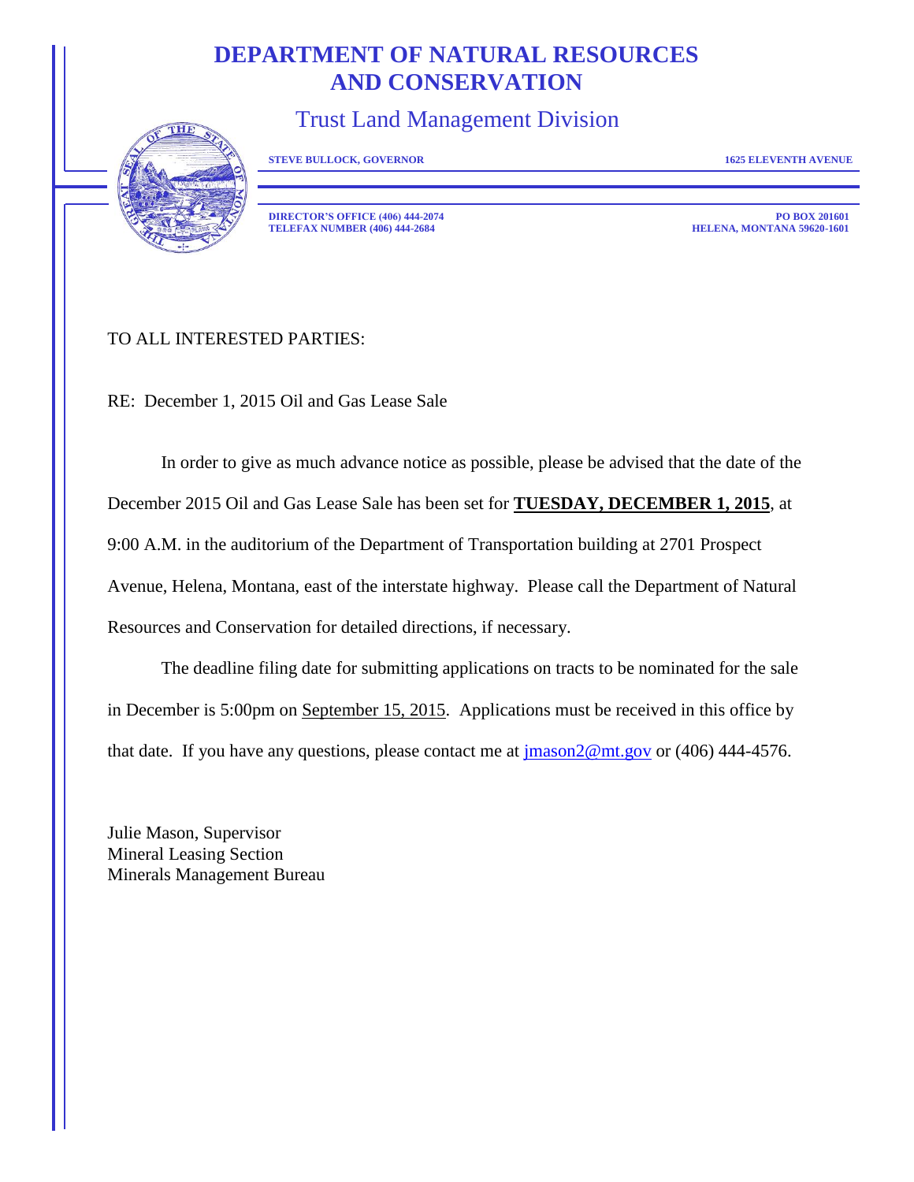# DEPARTMENT OF NATURAL RESOURCES AND CONSERVATION

## Trust Land Management Division

**STEVE BULLOCK, GOVERNOR** **1625 ELEVENTH AVENUE**

**DIRECTOR'S OFFICE (406) 444-2074**
**TELEFAX NUMBER (406) 444-2684**

**PO BOX 201601**
**HELENA, MONTANA 59620-1601**

TO ALL INTERESTED PARTIES:

RE: December 1, 2015 Oil and Gas Lease Sale

In order to give as much advance notice as possible, please be advised that the date of the December 2015 Oil and Gas Lease Sale has been set for **TUESDAY, DECEMBER 1, 2015**, at 9:00 A.M. in the auditorium of the Department of Transportation building at 2701 Prospect Avenue, Helena, Montana, east of the interstate highway. Please call the Department of Natural Resources and Conservation for detailed directions, if necessary.

The deadline filing date for submitting applications on tracts to be nominated for the sale in December is 5:00pm on September 15, 2015. Applications must be received in this office by that date. If you have any questions, please contact me at jmason2@mt.gov or (406) 444-4576.

Julie Mason, Supervisor
Mineral Leasing Section
Minerals Management Bureau